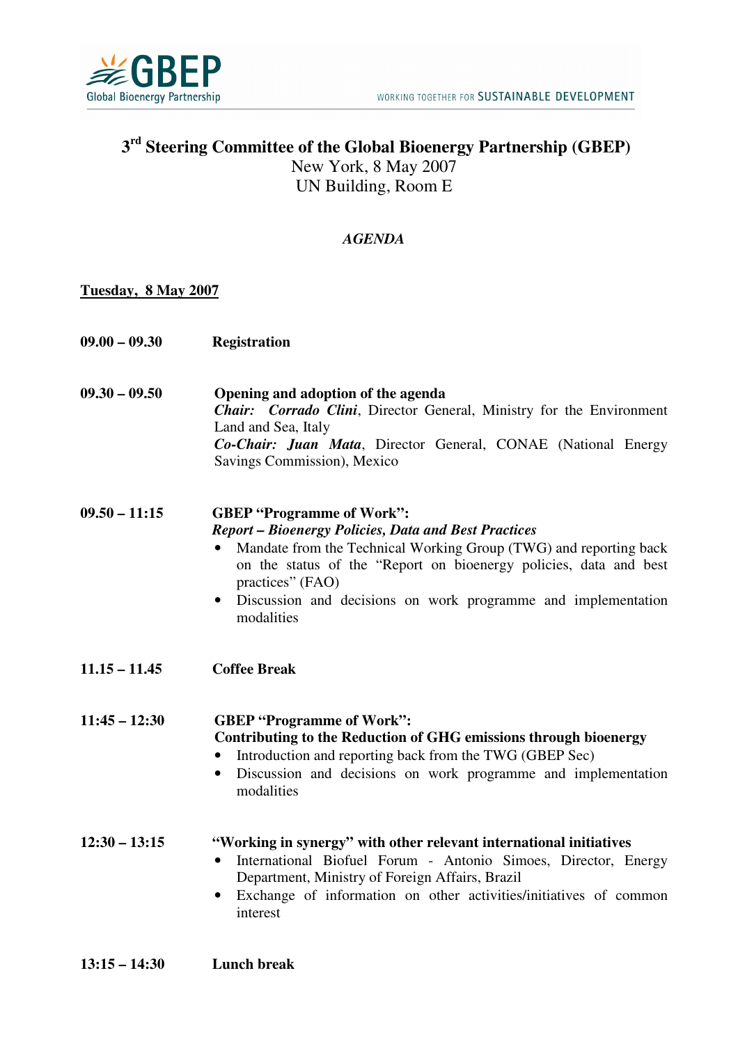# 3rd Steering Committee of the Global Bioenergy Partnership (GBEP)

New York, 8 May 2007
UN Building, Room E

*AGENDA*

**Tuesday, 8 May 2007**

**09.00 – 09.30** **Registration**

**09.30 – 09.50** **Opening and adoption of the agenda**
***Chair: Corrado Clini***, Director General, Ministry for the Environment Land and Sea, Italy
***Co-Chair: Juan Mata***, Director General, CONAE (National Energy Savings Commission), Mexico

**09.50 – 11:15** **GBEP "Programme of Work":**
***Report – Bioenergy Policies, Data and Best Practices***

- Mandate from the Technical Working Group (TWG) and reporting back on the status of the "Report on bioenergy policies, data and best practices" (FAO)
- Discussion and decisions on work programme and implementation modalities

**11.15 – 11.45** **Coffee Break**

**11:45 – 12:30** **GBEP "Programme of Work":**
**Contributing to the Reduction of GHG emissions through bioenergy**

- Introduction and reporting back from the TWG (GBEP Sec)
- Discussion and decisions on work programme and implementation modalities

**12:30 – 13:15** **"Working in synergy" with other relevant international initiatives**

- International Biofuel Forum - Antonio Simoes, Director, Energy Department, Ministry of Foreign Affairs, Brazil
- Exchange of information on other activities/initiatives of common interest

**13:15 – 14:30** **Lunch break**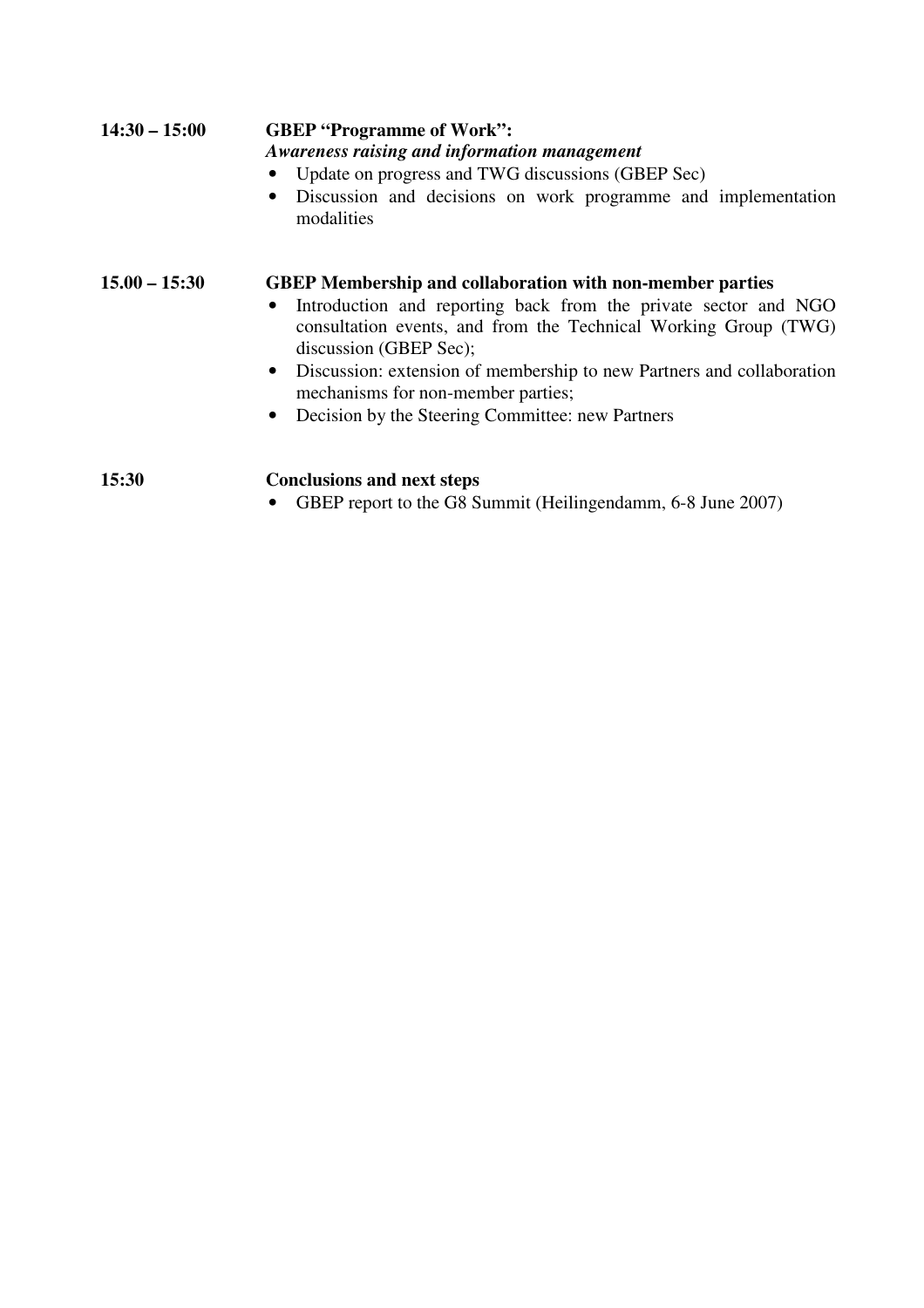**14:30 – 15:00** **GBEP "Programme of Work":**
***Awareness raising and information management***

- Update on progress and TWG discussions (GBEP Sec)
- Discussion and decisions on work programme and implementation modalities

**15.00 – 15:30** **GBEP Membership and collaboration with non-member parties**

- Introduction and reporting back from the private sector and NGO consultation events, and from the Technical Working Group (TWG) discussion (GBEP Sec);
- Discussion: extension of membership to new Partners and collaboration mechanisms for non-member parties;
- Decision by the Steering Committee: new Partners

**15:30** **Conclusions and next steps**

- GBEP report to the G8 Summit (Heilingendamm, 6-8 June 2007)